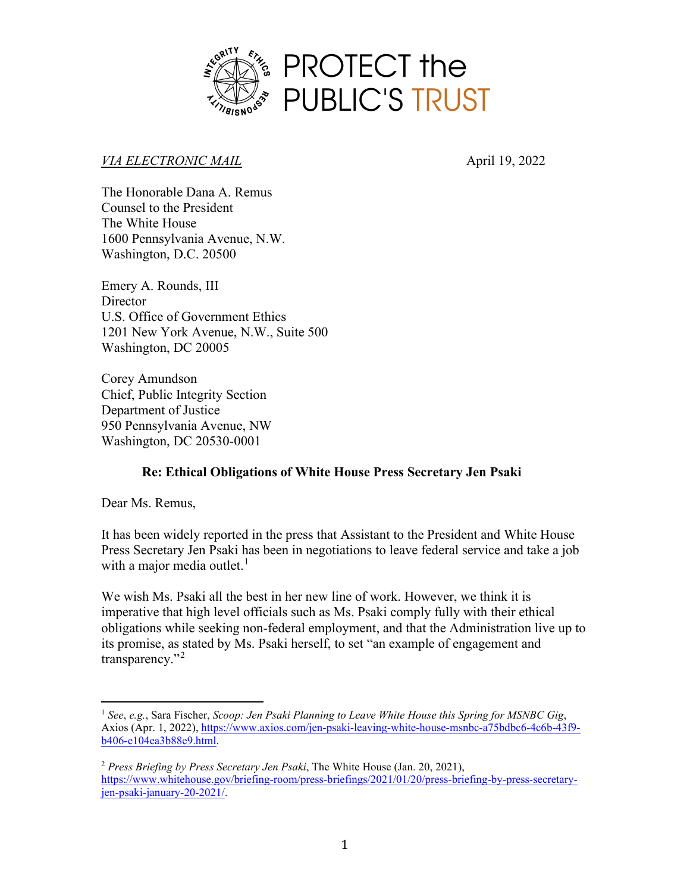PROTECT the PUBLIC'S TRUST

*VIA ELECTRONIC MAIL*

April 19, 2022

The Honorable Dana A. Remus
Counsel to the President
The White House
1600 Pennsylvania Avenue, N.W.
Washington, D.C. 20500

Emery A. Rounds, III
Director
U.S. Office of Government Ethics
1201 New York Avenue, N.W., Suite 500
Washington, DC 20005

Corey Amundson
Chief, Public Integrity Section
Department of Justice
950 Pennsylvania Avenue, NW
Washington, DC 20530-0001

**Re: Ethical Obligations of White House Press Secretary Jen Psaki**

Dear Ms. Remus,

It has been widely reported in the press that Assistant to the President and White House Press Secretary Jen Psaki has been in negotiations to leave federal service and take a job with a major media outlet.[1]

We wish Ms. Psaki all the best in her new line of work. However, we think it is imperative that high level officials such as Ms. Psaki comply fully with their ethical obligations while seeking non-federal employment, and that the Administration live up to its promise, as stated by Ms. Psaki herself, to set "an example of engagement and transparency."[2]

---

[1] *See*, *e.g.*, Sara Fischer, *Scoop: Jen Psaki Planning to Leave White House this Spring for MSNBC Gig*, Axios (Apr. 1, 2022), https://www.axios.com/jen-psaki-leaving-white-house-msnbc-a75bdbc6-4c6b-43f9-b406-e104ea3b88e9.html.

[2] *Press Briefing by Press Secretary Jen Psaki*, The White House (Jan. 20, 2021), https://www.whitehouse.gov/briefing-room/press-briefings/2021/01/20/press-briefing-by-press-secretary-jen-psaki-january-20-2021/.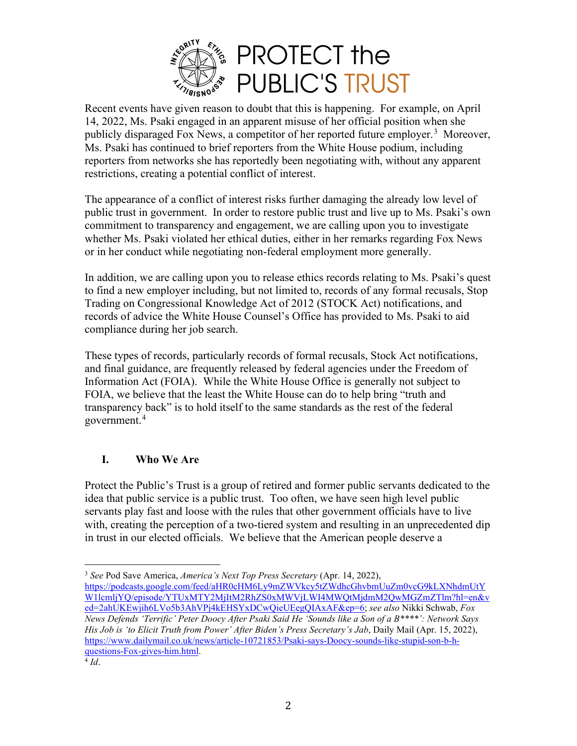Recent events have given reason to doubt that this is happening. For example, on April 14, 2022, Ms. Psaki engaged in an apparent misuse of her official position when she publicly disparaged Fox News, a competitor of her reported future employer.[3] Moreover, Ms. Psaki has continued to brief reporters from the White House podium, including reporters from networks she has reportedly been negotiating with, without any apparent restrictions, creating a potential conflict of interest.

The appearance of a conflict of interest risks further damaging the already low level of public trust in government. In order to restore public trust and live up to Ms. Psaki's own commitment to transparency and engagement, we are calling upon you to investigate whether Ms. Psaki violated her ethical duties, either in her remarks regarding Fox News or in her conduct while negotiating non-federal employment more generally.

In addition, we are calling upon you to release ethics records relating to Ms. Psaki's quest to find a new employer including, but not limited to, records of any formal recusals, Stop Trading on Congressional Knowledge Act of 2012 (STOCK Act) notifications, and records of advice the White House Counsel's Office has provided to Ms. Psaki to aid compliance during her job search.

These types of records, particularly records of formal recusals, Stock Act notifications, and final guidance, are frequently released by federal agencies under the Freedom of Information Act (FOIA). While the White House Office is generally not subject to FOIA, we believe that the least the White House can do to help bring "truth and transparency back" is to hold itself to the same standards as the rest of the federal government.[4]

## I. Who We Are

Protect the Public's Trust is a group of retired and former public servants dedicated to the idea that public service is a public trust. Too often, we have seen high level public servants play fast and loose with the rules that other government officials have to live with, creating the perception of a two-tiered system and resulting in an unprecedented dip in trust in our elected officials. We believe that the American people deserve a

---

[3] *See* Pod Save America, *America's Next Top Press Secretary* (Apr. 14, 2022), https://podcasts.google.com/feed/aHR0cHM6Ly9mZWVkcy5tZWdhcGhvbmUuZm0vcG9kLXNhdmUtYW1lcmljYQ/episode/YTUxMTY2MjItM2RhZS0xMWVjLWI4MWQtMjdmM2QwMGZmZTlm?hl=en&ved=2ahUKEwjih6LVo5b3AhVPj4kEHSYxDCwQieUEegQIAxAF&ep=6; *see also* Nikki Schwab, *Fox News Defends 'Terrific' Peter Doocy After Psaki Said He 'Sounds like a Son of a B****': Network Says His Job is 'to Elicit Truth from Power' After Biden's Press Secretary's Jab*, Daily Mail (Apr. 15, 2022), https://www.dailymail.co.uk/news/article-10721853/Psaki-says-Doocy-sounds-like-stupid-son-b-h-questions-Fox-gives-him.html.

[4] *Id*.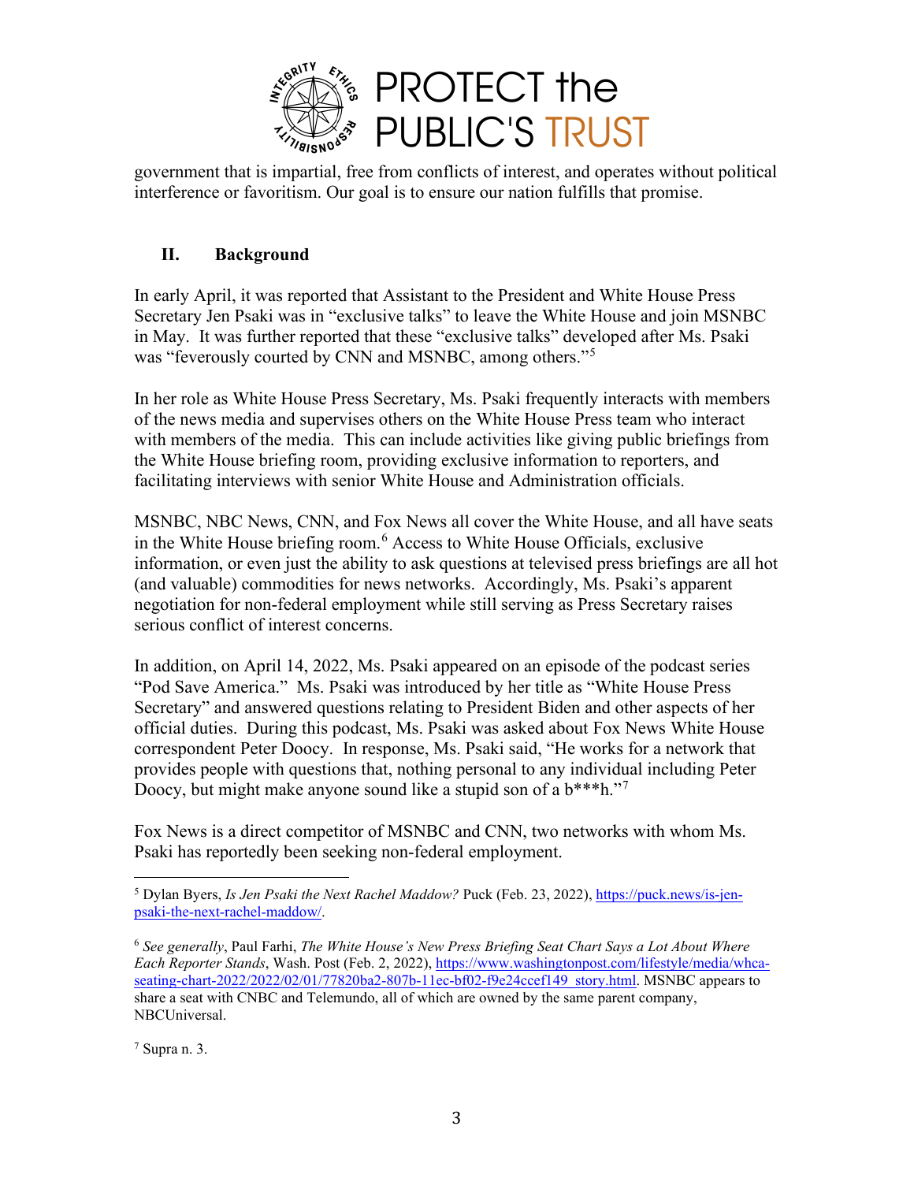government that is impartial, free from conflicts of interest, and operates without political interference or favoritism. Our goal is to ensure our nation fulfills that promise.

## II. Background

In early April, it was reported that Assistant to the President and White House Press Secretary Jen Psaki was in "exclusive talks" to leave the White House and join MSNBC in May. It was further reported that these "exclusive talks" developed after Ms. Psaki was "feveroulsy courted by CNN and MSNBC, among others."[5]

In her role as White House Press Secretary, Ms. Psaki frequently interacts with members of the news media and supervises others on the White House Press team who interact with members of the media. This can include activities like giving public briefings from the White House briefing room, providing exclusive information to reporters, and facilitating interviews with senior White House and Administration officials.

MSNBC, NBC News, CNN, and Fox News all cover the White House, and all have seats in the White House briefing room.[6] Access to White House Officials, exclusive information, or even just the ability to ask questions at televised press briefings are all hot (and valuable) commodities for news networks. Accordingly, Ms. Psaki's apparent negotiation for non-federal employment while still serving as Press Secretary raises serious conflict of interest concerns.

In addition, on April 14, 2022, Ms. Psaki appeared on an episode of the podcast series "Pod Save America." Ms. Psaki was introduced by her title as "White House Press Secretary" and answered questions relating to President Biden and other aspects of her official duties. During this podcast, Ms. Psaki was asked about Fox News White House correspondent Peter Doocy. In response, Ms. Psaki said, "He works for a network that provides people with questions that, nothing personal to any individual including Peter Doocy, but might make anyone sound like a stupid son of a b***h."[7]

Fox News is a direct competitor of MSNBC and CNN, two networks with whom Ms. Psaki has reportedly been seeking non-federal employment.

---

[5] Dylan Byers, *Is Jen Psaki the Next Rachel Maddow?* Puck (Feb. 23, 2022), https://puck.news/is-jen-psaki-the-next-rachel-maddow/.

[6] *See generally*, Paul Farhi, *The White House's New Press Briefing Seat Chart Says a Lot About Where Each Reporter Stands*, Wash. Post (Feb. 2, 2022), https://www.washingtonpost.com/lifestyle/media/whca-seating-chart-2022/2022/02/01/77820ba2-807b-11ec-bf02-f9e24ccef149_story.html. MSNBC appears to share a seat with CNBC and Telemundo, all of which are owned by the same parent company, NBCUniversal.

[7] Supra n. 3.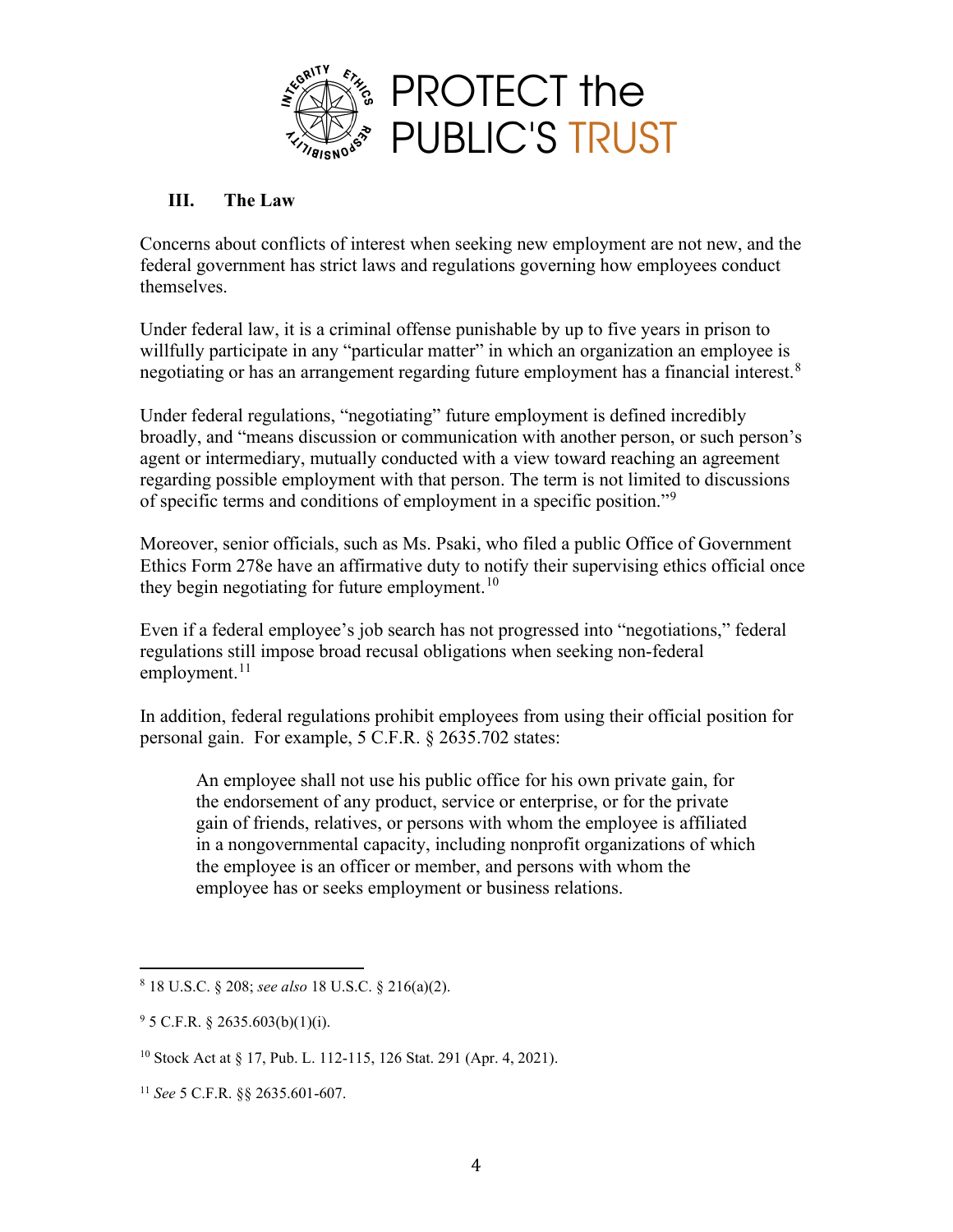### III. The Law

Concerns about conflicts of interest when seeking new employment are not new, and the federal government has strict laws and regulations governing how employees conduct themselves.

Under federal law, it is a criminal offense punishable by up to five years in prison to willfully participate in any "particular matter" in which an organization an employee is negotiating or has an arrangement regarding future employment has a financial interest.[8]

Under federal regulations, "negotiating" future employment is defined incredibly broadly, and "means discussion or communication with another person, or such person's agent or intermediary, mutually conducted with a view toward reaching an agreement regarding possible employment with that person. The term is not limited to discussions of specific terms and conditions of employment in a specific position."[9]

Moreover, senior officials, such as Ms. Psaki, who filed a public Office of Government Ethics Form 278e have an affirmative duty to notify their supervising ethics official once they begin negotiating for future employment.[10]

Even if a federal employee's job search has not progressed into "negotiations," federal regulations still impose broad recusal obligations when seeking non-federal employment.[11]

In addition, federal regulations prohibit employees from using their official position for personal gain. For example, 5 C.F.R. § 2635.702 states:

> An employee shall not use his public office for his own private gain, for the endorsement of any product, service or enterprise, or for the private gain of friends, relatives, or persons with whom the employee is affiliated in a nongovernmental capacity, including nonprofit organizations of which the employee is an officer or member, and persons with whom the employee has or seeks employment or business relations.

---

[8] 18 U.S.C. § 208; *see also* 18 U.S.C. § 216(a)(2).

[9] 5 C.F.R. § 2635.603(b)(1)(i).

[10] Stock Act at § 17, Pub. L. 112-115, 126 Stat. 291 (Apr. 4, 2021).

[11] *See* 5 C.F.R. §§ 2635.601-607.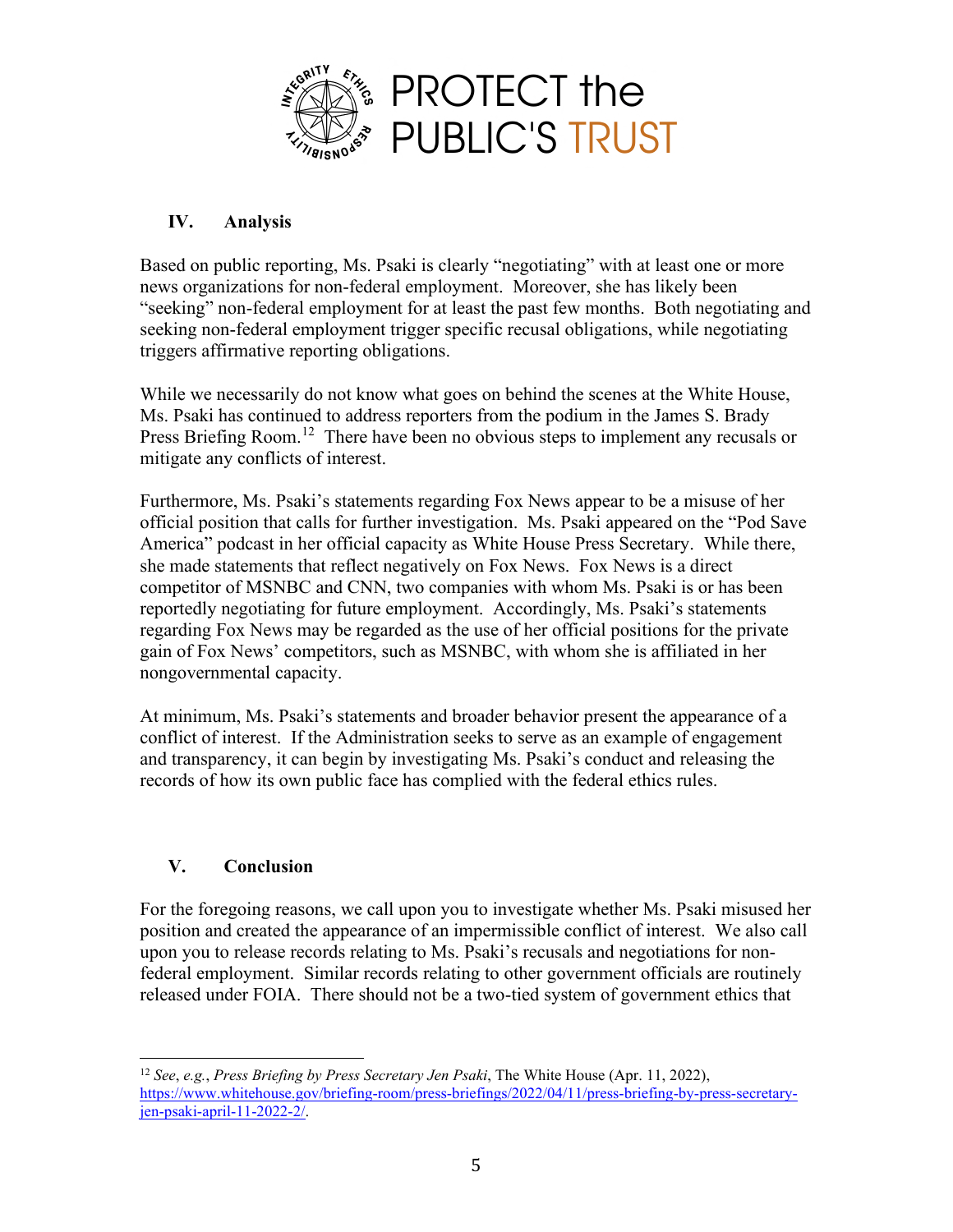## IV. Analysis

Based on public reporting, Ms. Psaki is clearly "negotiating" with at least one or more news organizations for non-federal employment. Moreover, she has likely been "seeking" non-federal employment for at least the past few months. Both negotiating and seeking non-federal employment trigger specific recusal obligations, while negotiating triggers affirmative reporting obligations.

While we necessarily do not know what goes on behind the scenes at the White House, Ms. Psaki has continued to address reporters from the podium in the James S. Brady Press Briefing Room.[12] There have been no obvious steps to implement any recusals or mitigate any conflicts of interest.

Furthermore, Ms. Psaki's statements regarding Fox News appear to be a misuse of her official position that calls for further investigation. Ms. Psaki appeared on the "Pod Save America" podcast in her official capacity as White House Press Secretary. While there, she made statements that reflect negatively on Fox News. Fox News is a direct competitor of MSNBC and CNN, two companies with whom Ms. Psaki is or has been reportedly negotiating for future employment. Accordingly, Ms. Psaki's statements regarding Fox News may be regarded as the use of her official positions for the private gain of Fox News' competitors, such as MSNBC, with whom she is affiliated in her nongovernmental capacity.

At minimum, Ms. Psaki's statements and broader behavior present the appearance of a conflict of interest. If the Administration seeks to serve as an example of engagement and transparency, it can begin by investigating Ms. Psaki's conduct and releasing the records of how its own public face has complied with the federal ethics rules.

## V. Conclusion

For the foregoing reasons, we call upon you to investigate whether Ms. Psaki misused her position and created the appearance of an impermissible conflict of interest. We also call upon you to release records relating to Ms. Psaki's recusals and negotiations for non-federal employment. Similar records relating to other government officials are routinely released under FOIA. There should not be a two-tied system of government ethics that

---

[12] *See*, *e.g.*, *Press Briefing by Press Secretary Jen Psaki*, The White House (Apr. 11, 2022), https://www.whitehouse.gov/briefing-room/press-briefings/2022/04/11/press-briefing-by-press-secretary-jen-psaki-april-11-2022-2/.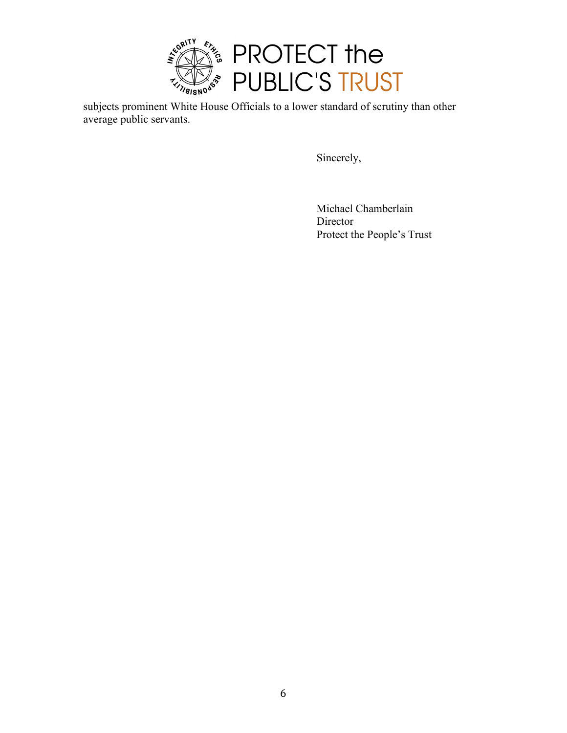subjects prominent White House Officials to a lower standard of scrutiny than other average public servants.

Sincerely,

Michael Chamberlain
Director
Protect the People's Trust